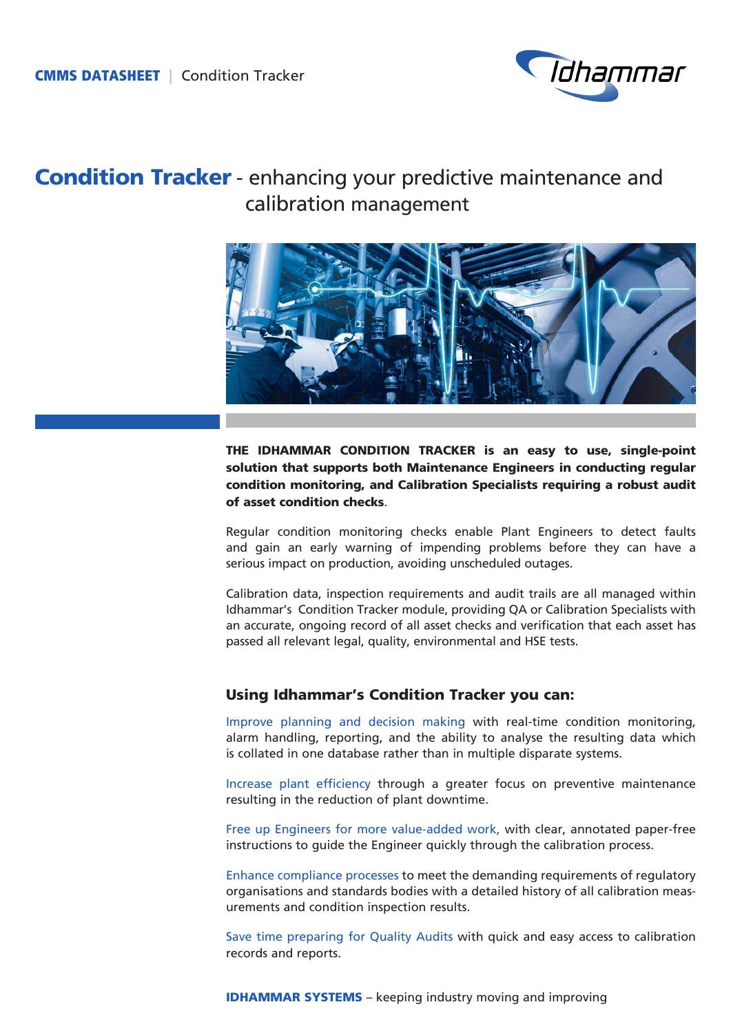**CMMS DATASHEET** | Condition Tracker

# Condition Tracker - enhancing your predictive maintenance and calibration management

**THE IDHAMMAR CONDITION TRACKER is an easy to use, single-point solution that supports both Maintenance Engineers in conducting regular condition monitoring, and Calibration Specialists requiring a robust audit of asset condition checks**.

Regular condition monitoring checks enable Plant Engineers to detect faults and gain an early warning of impending problems before they can have a serious impact on production, avoiding unscheduled outages.

Calibration data, inspection requirements and audit trails are all managed within Idhammar's Condition Tracker module, providing QA or Calibration Specialists with an accurate, ongoing record of all asset checks and verification that each asset has passed all relevant legal, quality, environmental and HSE tests.

## Using Idhammar's Condition Tracker you can:

Improve planning and decision making with real-time condition monitoring, alarm handling, reporting, and the ability to analyse the resulting data which is collated in one database rather than in multiple disparate systems.

Increase plant efficiency through a greater focus on preventive maintenance resulting in the reduction of plant downtime.

Free up Engineers for more value-added work, with clear, annotated paper-free instructions to guide the Engineer quickly through the calibration process.

Enhance compliance processes to meet the demanding requirements of regulatory organisations and standards bodies with a detailed history of all calibration measurements and condition inspection results.

Save time preparing for Quality Audits with quick and easy access to calibration records and reports.

**IDHAMMAR SYSTEMS** – keeping industry moving and improving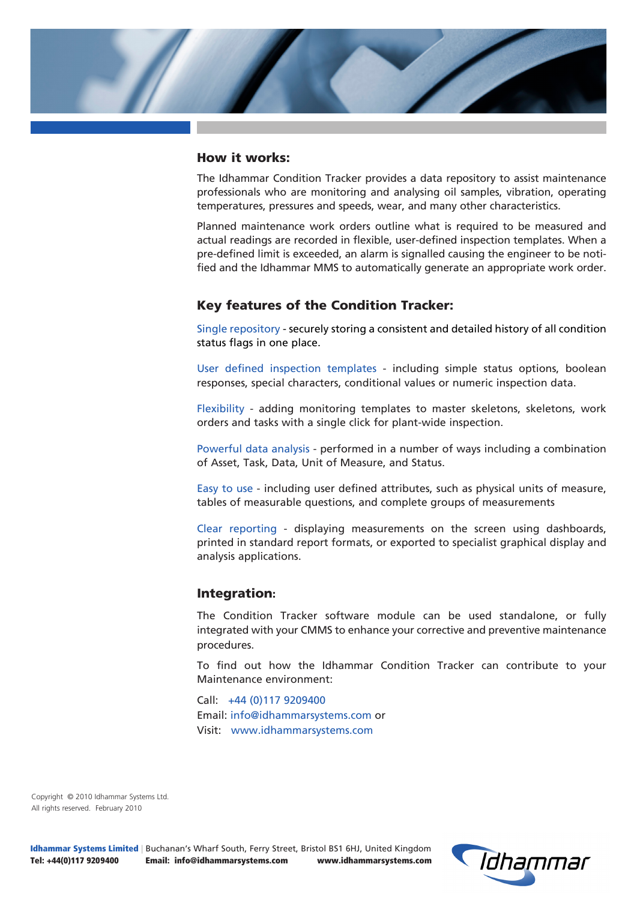## How it works:

The Idhammar Condition Tracker provides a data repository to assist maintenance professionals who are monitoring and analysing oil samples, vibration, operating temperatures, pressures and speeds, wear, and many other characteristics.

Planned maintenance work orders outline what is required to be measured and actual readings are recorded in flexible, user-defined inspection templates. When a pre-defined limit is exceeded, an alarm is signalled causing the engineer to be notified and the Idhammar MMS to automatically generate an appropriate work order.

## Key features of the Condition Tracker:

Single repository - securely storing a consistent and detailed history of all condition status flags in one place.

User defined inspection templates - including simple status options, boolean responses, special characters, conditional values or numeric inspection data.

Flexibility - adding monitoring templates to master skeletons, skeletons, work orders and tasks with a single click for plant-wide inspection.

Powerful data analysis - performed in a number of ways including a combination of Asset, Task, Data, Unit of Measure, and Status.

Easy to use - including user defined attributes, such as physical units of measure, tables of measurable questions, and complete groups of measurements

Clear reporting - displaying measurements on the screen using dashboards, printed in standard report formats, or exported to specialist graphical display and analysis applications.

## Integration:

The Condition Tracker software module can be used standalone, or fully integrated with your CMMS to enhance your corrective and preventive maintenance procedures.

To find out how the Idhammar Condition Tracker can contribute to your Maintenance environment:

Call: +44 (0)117 9209400
Email: info@idhammarsystems.com or
Visit: www.idhammarsystems.com

Copyright © 2010 Idhammar Systems Ltd.
All rights reserved. February 2010

**Idhammar Systems Limited** | Buchanan's Wharf South, Ferry Street, Bristol BS1 6HJ, United Kingdom
**Tel: +44(0)117 9209400** **Email: info@idhammarsystems.com** **www.idhammarsystems.com**

Idhammar